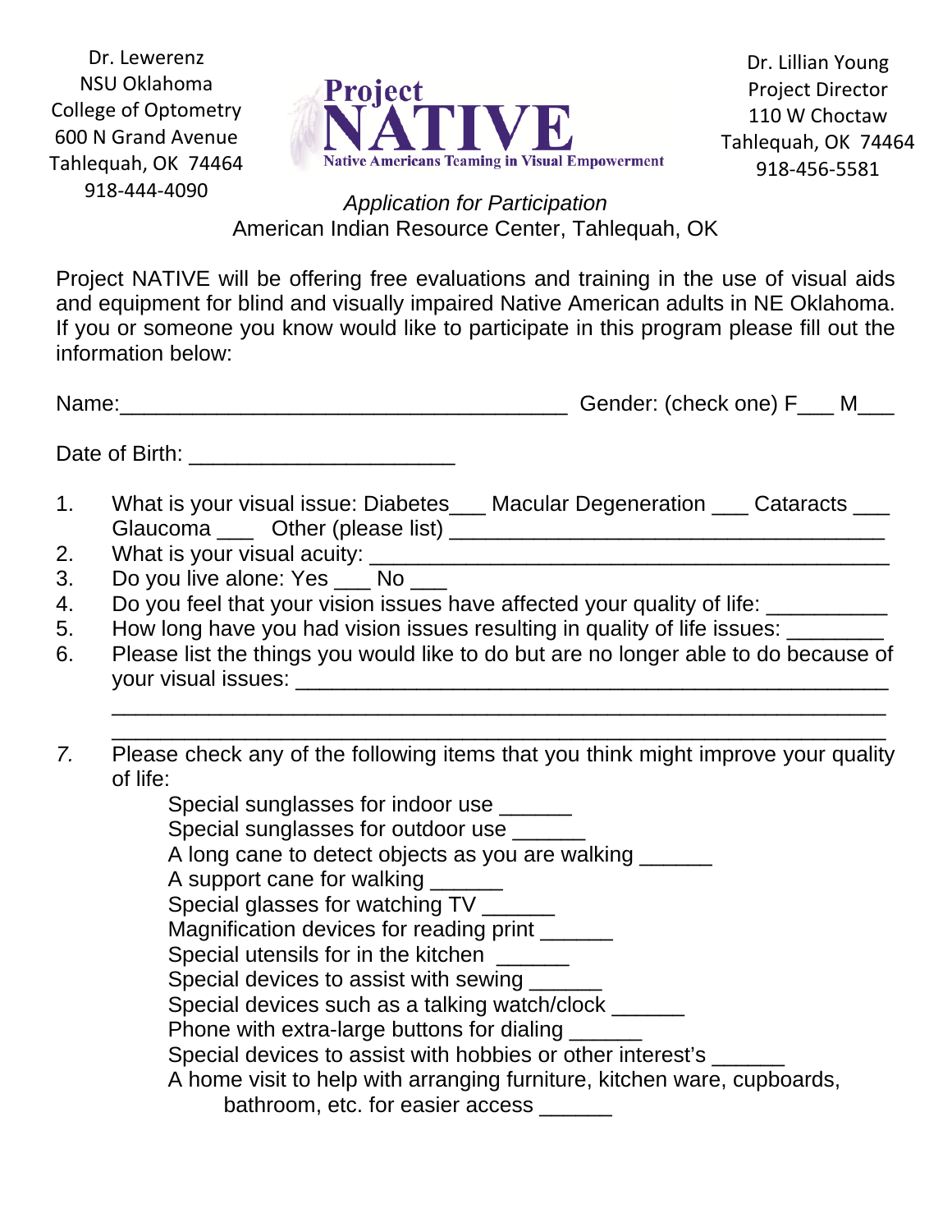Dr. Lewerenz
NSU Oklahoma
College of Optometry
600 N Grand Avenue
Tahlequah, OK 74464
918-444-4090

# Project NATIVE

**Native Americans Teaming in Visual Empowerment**

Dr. Lillian Young
Project Director
110 W Choctaw
Tahlequah, OK 74464
918-456-5581

*Application for Participation*

American Indian Resource Center, Tahlequah, OK

Project NATIVE will be offering free evaluations and training in the use of visual aids and equipment for blind and visually impaired Native American adults in NE Oklahoma. If you or someone you know would like to participate in this program please fill out the information below:

Name:_____________________________________ Gender: (check one) F___ M___

Date of Birth: ______________________

1. What is your visual issue: Diabetes___ Macular Degeneration ___ Cataracts ___ Glaucoma ___ Other (please list) ____________________________________
2. What is your visual acuity: ___________________________________________
3. Do you live alone: Yes ___ No ___
4. Do you feel that your vision issues have affected your quality of life: __________
5. How long have you had vision issues resulting in quality of life issues: ________
6. Please list the things you would like to do but are no longer able to do because of your visual issues: ___________________________________________________
   ____________________________________________________________
   ____________________________________________________________
7. Please check any of the following items that you think might improve your quality of life:
   - Special sunglasses for indoor use ______
   - Special sunglasses for outdoor use ______
   - A long cane to detect objects as you are walking ______
   - A support cane for walking ______
   - Special glasses for watching TV ______
   - Magnification devices for reading print ______
   - Special utensils for in the kitchen ______
   - Special devices to assist with sewing ______
   - Special devices such as a talking watch/clock ______
   - Phone with extra-large buttons for dialing ______
   - Special devices to assist with hobbies or other interest's ______
   - A home visit to help with arranging furniture, kitchen ware, cupboards, bathroom, etc. for easier access ______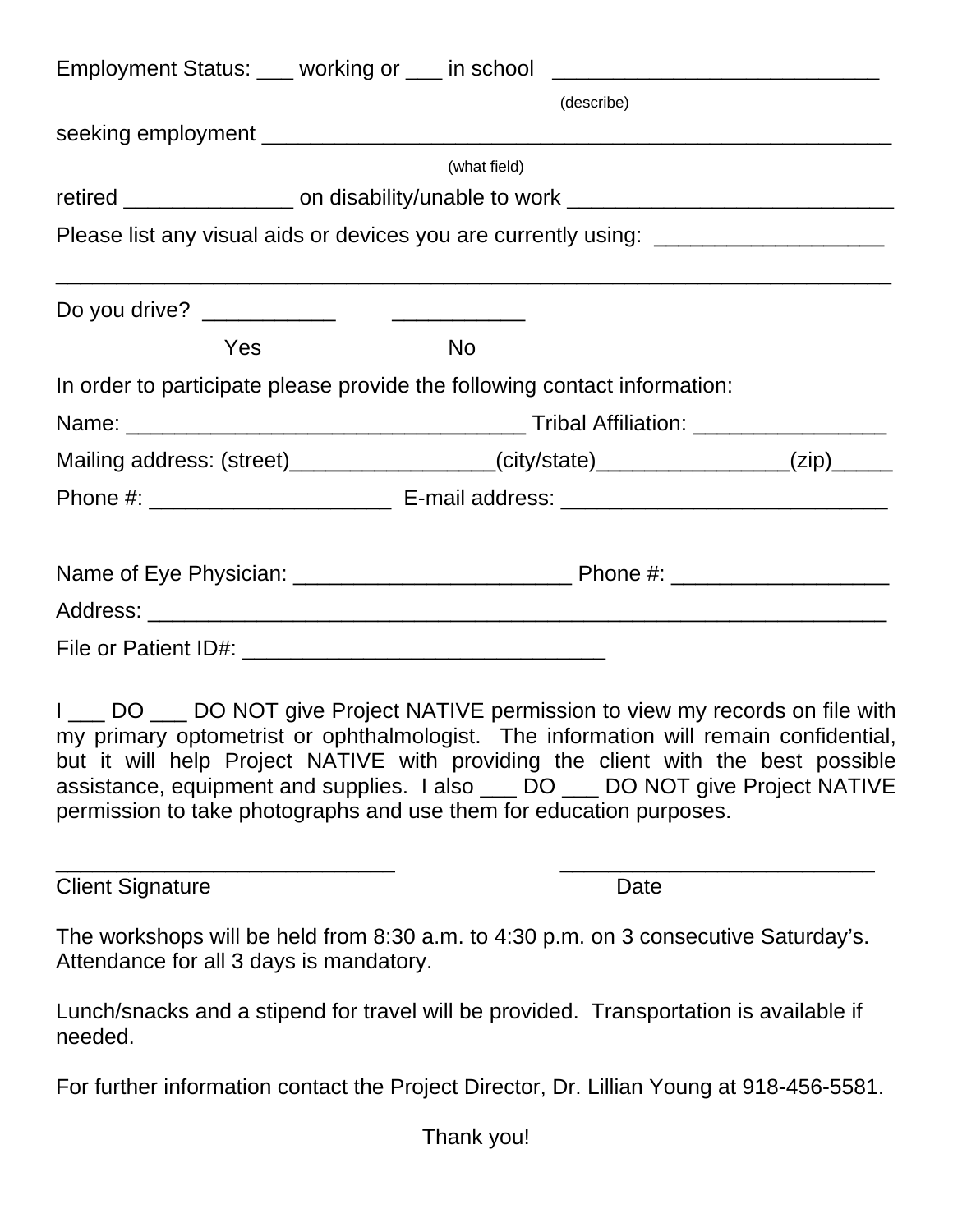Employment Status: ___ working or ___ in school ___________________________
(describe)

seeking employment ________________________________________________________
(what field)

retired ______________ on disability/unable to work ___________________________

Please list any visual aids or devices you are currently using: ___________________

_____________________________________________________________________

Do you drive? ___________ ___________
Yes No

In order to participate please provide the following contact information:

Name: _________________________________ Tribal Affiliation: ________________

Mailing address: (street)_________________(city/state)________________(zip)_____

Phone #: ____________________ E-mail address: ___________________________

Name of Eye Physician: _______________________ Phone #: __________________

Address: ______________________________________________________________

File or Patient ID#: ______________________________

I ___ DO ___ DO NOT give Project NATIVE permission to view my records on file with my primary optometrist or ophthalmologist. The information will remain confidential, but it will help Project NATIVE with providing the client with the best possible assistance, equipment and supplies. I also ___ DO ___ DO NOT give Project NATIVE permission to take photographs and use them for education purposes.

____________________________ __________________________
Client Signature Date

The workshops will be held from 8:30 a.m. to 4:30 p.m. on 3 consecutive Saturday's. Attendance for all 3 days is mandatory.

Lunch/snacks and a stipend for travel will be provided. Transportation is available if needed.

For further information contact the Project Director, Dr. Lillian Young at 918-456-5581.

Thank you!